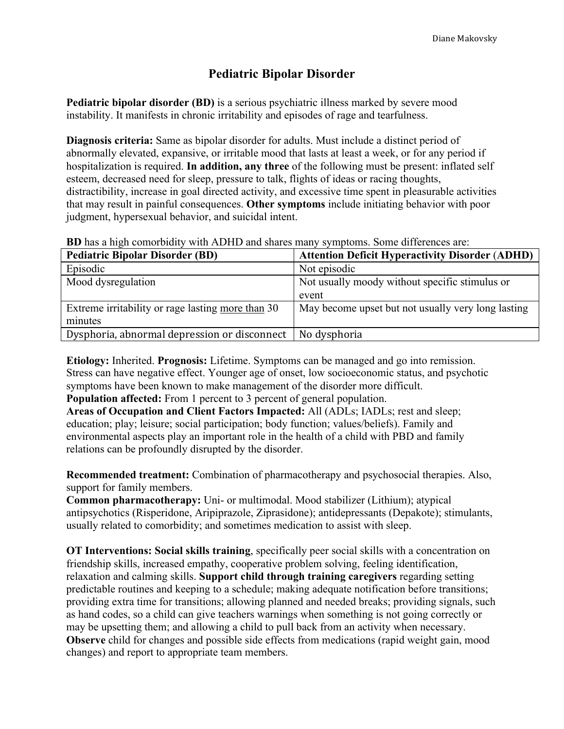# Pediatric Bipolar Disorder

**Pediatric bipolar disorder (BD)** is a serious psychiatric illness marked by severe mood instability. It manifests in chronic irritability and episodes of rage and tearfulness.

**Diagnosis criteria:** Same as bipolar disorder for adults. Must include a distinct period of abnormally elevated, expansive, or irritable mood that lasts at least a week, or for any period if hospitalization is required. **In addition, any three** of the following must be present: inflated self esteem, decreased need for sleep, pressure to talk, flights of ideas or racing thoughts, distractibility, increase in goal directed activity, and excessive time spent in pleasurable activities that may result in painful consequences. **Other symptoms** include initiating behavior with poor judgment, hypersexual behavior, and suicidal intent.

**BD** has a high comorbidity with ADHD and shares many symptoms. Some differences are:

| **Pediatric Bipolar Disorder (BD)** | **Attention Deficit Hyperactivity Disorder (ADHD)** |
|---|---|
| Episodic | Not episodic |
| Mood dysregulation | Not usually moody without specific stimulus or event |
| Extreme irritability or rage lasting <u>more than</u> 30 minutes | May become upset but not usually very long lasting |
| Dysphoria, abnormal depression or disconnect | No dysphoria |

**Etiology:** Inherited. **Prognosis:** Lifetime. Symptoms can be managed and go into remission. Stress can have negative effect. Younger age of onset, low socioeconomic status, and psychotic symptoms have been known to make management of the disorder more difficult.
**Population affected:** From 1 percent to 3 percent of general population.
**Areas of Occupation and Client Factors Impacted:** All (ADLs; IADLs; rest and sleep; education; play; leisure; social participation; body function; values/beliefs). Family and environmental aspects play an important role in the health of a child with PBD and family relations can be profoundly disrupted by the disorder.

**Recommended treatment:** Combination of pharmacotherapy and psychosocial therapies. Also, support for family members.
**Common pharmacotherapy:** Uni- or multimodal. Mood stabilizer (Lithium); atypical antipsychotics (Risperidone, Aripiprazole, Ziprasidone); antidepressants (Depakote); stimulants, usually related to comorbidity; and sometimes medication to assist with sleep.

**OT Interventions: Social skills training**, specifically peer social skills with a concentration on friendship skills, increased empathy, cooperative problem solving, feeling identification, relaxation and calming skills. **Support child through training caregivers** regarding setting predictable routines and keeping to a schedule; making adequate notification before transitions; providing extra time for transitions; allowing planned and needed breaks; providing signals, such as hand codes, so a child can give teachers warnings when something is not going correctly or may be upsetting them; and allowing a child to pull back from an activity when necessary. **Observe** child for changes and possible side effects from medications (rapid weight gain, mood changes) and report to appropriate team members.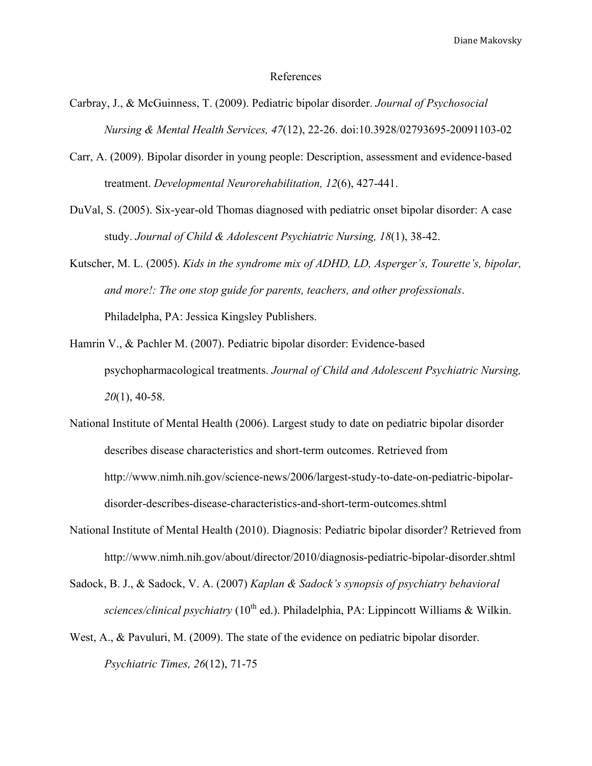# References

Carbray, J., & McGuinness, T. (2009). Pediatric bipolar disorder. *Journal of Psychosocial Nursing & Mental Health Services, 47*(12), 22-26. doi:10.3928/02793695-20091103-02

Carr, A. (2009). Bipolar disorder in young people: Description, assessment and evidence-based treatment. *Developmental Neurorehabilitation, 12*(6), 427-441.

DuVal, S. (2005). Six-year-old Thomas diagnosed with pediatric onset bipolar disorder: A case study. *Journal of Child & Adolescent Psychiatric Nursing, 18*(1), 38-42.

Kutscher, M. L. (2005). *Kids in the syndrome mix of ADHD, LD, Asperger's, Tourette's, bipolar, and more!: The one stop guide for parents, teachers, and other professionals*. Philadelpha, PA: Jessica Kingsley Publishers.

Hamrin V., & Pachler M. (2007). Pediatric bipolar disorder: Evidence-based psychopharmacological treatments. *Journal of Child and Adolescent Psychiatric Nursing, 20*(1), 40-58.

National Institute of Mental Health (2006). Largest study to date on pediatric bipolar disorder describes disease characteristics and short-term outcomes. Retrieved from http://www.nimh.nih.gov/science-news/2006/largest-study-to-date-on-pediatric-bipolar-disorder-describes-disease-characteristics-and-short-term-outcomes.shtml

National Institute of Mental Health (2010). Diagnosis: Pediatric bipolar disorder? Retrieved from http://www.nimh.nih.gov/about/director/2010/diagnosis-pediatric-bipolar-disorder.shtml

Sadock, B. J., & Sadock, V. A. (2007) *Kaplan & Sadock's synopsis of psychiatry behavioral sciences/clinical psychiatry* (10th ed.). Philadelphia, PA: Lippincott Williams & Wilkin.

West, A., & Pavuluri, M. (2009). The state of the evidence on pediatric bipolar disorder. *Psychiatric Times, 26*(12), 71-75